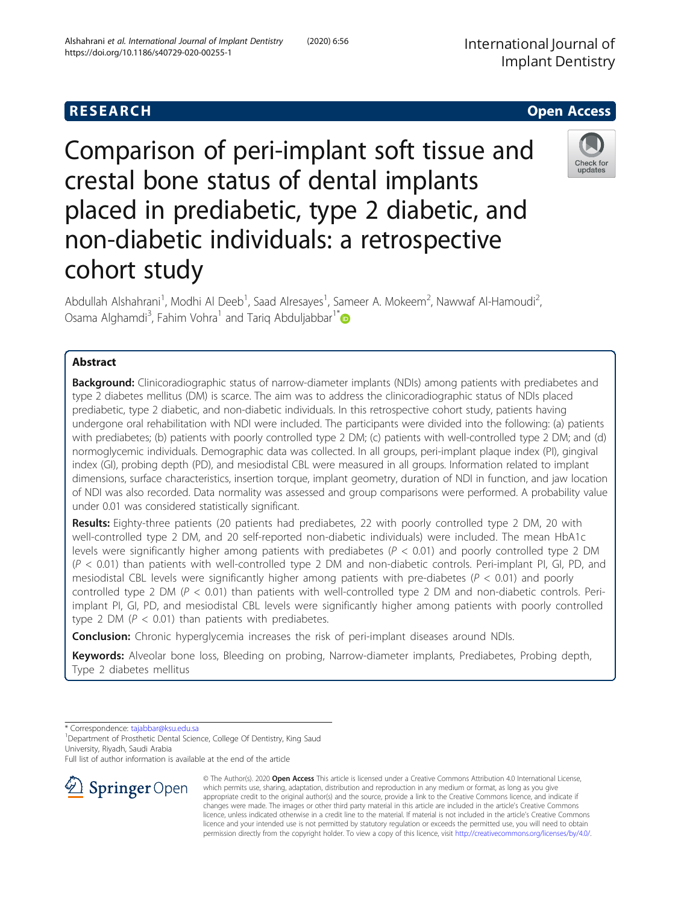RESEARCH Open Access

# Comparison of peri-implant soft tissue and crestal bone status of dental implants placed in prediabetic, type 2 diabetic, and non-diabetic individuals: a retrospective cohort study

Abdullah Alshahrani[1], Modhi Al Deeb[1], Saad Alresayes[1], Sameer A. Mokeem[2], Nawwaf Al-Hamoudi[2], Osama Alghamdi[3], Fahim Vohra[1] and Tariq Abduljabbar[1*]

## Abstract

**Background:** Clinicoradiographic status of narrow-diameter implants (NDIs) among patients with prediabetes and type 2 diabetes mellitus (DM) is scarce. The aim was to address the clinicoradiographic status of NDIs placed prediabetic, type 2 diabetic, and non-diabetic individuals. In this retrospective cohort study, patients having undergone oral rehabilitation with NDI were included. The participants were divided into the following: (a) patients with prediabetes; (b) patients with poorly controlled type 2 DM; (c) patients with well-controlled type 2 DM; and (d) normoglycemic individuals. Demographic data was collected. In all groups, peri-implant plaque index (PI), gingival index (GI), probing depth (PD), and mesiodistal CBL were measured in all groups. Information related to implant dimensions, surface characteristics, insertion torque, implant geometry, duration of NDI in function, and jaw location of NDI was also recorded. Data normality was assessed and group comparisons were performed. A probability value under 0.01 was considered statistically significant.

**Results:** Eighty-three patients (20 patients had prediabetes, 22 with poorly controlled type 2 DM, 20 with well-controlled type 2 DM, and 20 self-reported non-diabetic individuals) were included. The mean HbA1c levels were significantly higher among patients with prediabetes ($P < 0.01$) and poorly controlled type 2 DM ($P < 0.01$) than patients with well-controlled type 2 DM and non-diabetic controls. Peri-implant PI, GI, PD, and mesiodistal CBL levels were significantly higher among patients with pre-diabetes ($P < 0.01$) and poorly controlled type 2 DM ($P < 0.01$) than patients with well-controlled type 2 DM and non-diabetic controls. Peri-implant PI, GI, PD, and mesiodistal CBL levels were significantly higher among patients with poorly controlled type 2 DM ($P < 0.01$) than patients with prediabetes.

**Conclusion:** Chronic hyperglycemia increases the risk of peri-implant diseases around NDIs.

**Keywords:** Alveolar bone loss, Bleeding on probing, Narrow-diameter implants, Prediabetes, Probing depth, Type 2 diabetes mellitus

---

* Correspondence: tajabbar@ksu.edu.sa

[1]Department of Prosthetic Dental Science, College Of Dentistry, King Saud University, Riyadh, Saudi Arabia

Full list of author information is available at the end of the article

© The Author(s). 2020 **Open Access** This article is licensed under a Creative Commons Attribution 4.0 International License, which permits use, sharing, adaptation, distribution and reproduction in any medium or format, as long as you give appropriate credit to the original author(s) and the source, provide a link to the Creative Commons licence, and indicate if changes were made. The images or other third party material in this article are included in the article's Creative Commons licence, unless indicated otherwise in a credit line to the material. If material is not included in the article's Creative Commons licence and your intended use is not permitted by statutory regulation or exceeds the permitted use, you will need to obtain permission directly from the copyright holder. To view a copy of this licence, visit http://creativecommons.org/licenses/by/4.0/.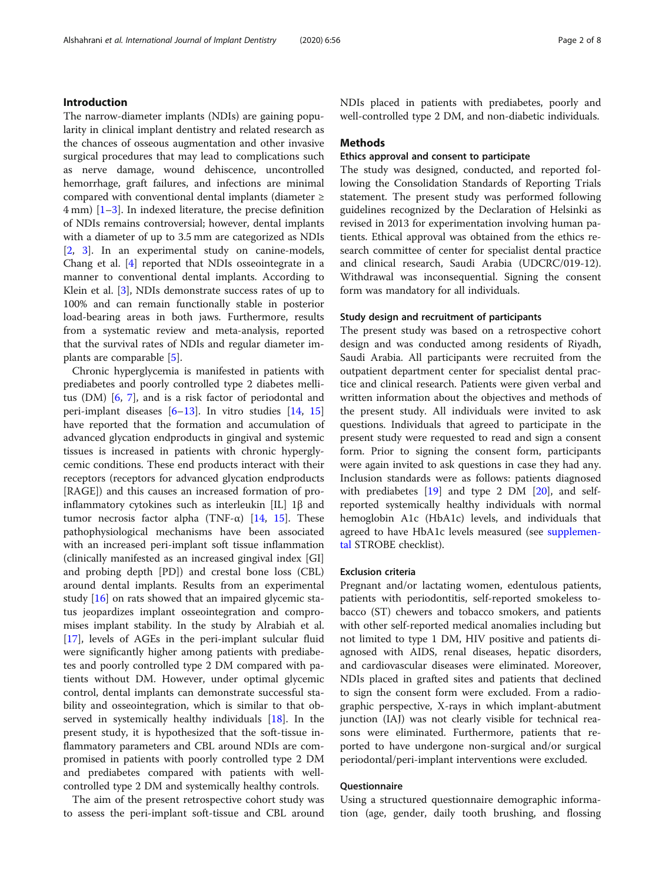## Introduction

The narrow-diameter implants (NDIs) are gaining popularity in clinical implant dentistry and related research as the chances of osseous augmentation and other invasive surgical procedures that may lead to complications such as nerve damage, wound dehiscence, uncontrolled hemorrhage, graft failures, and infections are minimal compared with conventional dental implants (diameter ≥ 4 mm) [1–3]. In indexed literature, the precise definition of NDIs remains controversial; however, dental implants with a diameter of up to 3.5 mm are categorized as NDIs [2, 3]. In an experimental study on canine-models, Chang et al. [4] reported that NDIs osseointegrate in a manner to conventional dental implants. According to Klein et al. [3], NDIs demonstrate success rates of up to 100% and can remain functionally stable in posterior load-bearing areas in both jaws. Furthermore, results from a systematic review and meta-analysis, reported that the survival rates of NDIs and regular diameter implants are comparable [5].

Chronic hyperglycemia is manifested in patients with prediabetes and poorly controlled type 2 diabetes mellitus (DM) [6, 7], and is a risk factor of periodontal and peri-implant diseases [6–13]. In vitro studies [14, 15] have reported that the formation and accumulation of advanced glycation endproducts in gingival and systemic tissues is increased in patients with chronic hyperglycemic conditions. These end products interact with their receptors (receptors for advanced glycation endproducts [RAGE]) and this causes an increased formation of pro-inflammatory cytokines such as interleukin [IL] 1β and tumor necrosis factor alpha (TNF-α) [14, 15]. These pathophysiological mechanisms have been associated with an increased peri-implant soft tissue inflammation (clinically manifested as an increased gingival index [GI] and probing depth [PD]) and crestal bone loss (CBL) around dental implants. Results from an experimental study [16] on rats showed that an impaired glycemic status jeopardizes implant osseointegration and compromises implant stability. In the study by Alrabiah et al. [17], levels of AGEs in the peri-implant sulcular fluid were significantly higher among patients with prediabetes and poorly controlled type 2 DM compared with patients without DM. However, under optimal glycemic control, dental implants can demonstrate successful stability and osseointegration, which is similar to that observed in systemically healthy individuals [18]. In the present study, it is hypothesized that the soft-tissue inflammatory parameters and CBL around NDIs are compromised in patients with poorly controlled type 2 DM and prediabetes compared with patients with well-controlled type 2 DM and systemically healthy controls.

The aim of the present retrospective cohort study was to assess the peri-implant soft-tissue and CBL around NDIs placed in patients with prediabetes, poorly and well-controlled type 2 DM, and non-diabetic individuals.

## Methods

### Ethics approval and consent to participate

The study was designed, conducted, and reported following the Consolidation Standards of Reporting Trials statement. The present study was performed following guidelines recognized by the Declaration of Helsinki as revised in 2013 for experimentation involving human patients. Ethical approval was obtained from the ethics research committee of center for specialist dental practice and clinical research, Saudi Arabia (UDCRC/019-12). Withdrawal was inconsequential. Signing the consent form was mandatory for all individuals.

### Study design and recruitment of participants

The present study was based on a retrospective cohort design and was conducted among residents of Riyadh, Saudi Arabia. All participants were recruited from the outpatient department center for specialist dental practice and clinical research. Patients were given verbal and written information about the objectives and methods of the present study. All individuals were invited to ask questions. Individuals that agreed to participate in the present study were requested to read and sign a consent form. Prior to signing the consent form, participants were again invited to ask questions in case they had any. Inclusion standards were as follows: patients diagnosed with prediabetes [19] and type 2 DM [20], and self-reported systemically healthy individuals with normal hemoglobin A1c (HbA1c) levels, and individuals that agreed to have HbA1c levels measured (see supplemental STROBE checklist).

### Exclusion criteria

Pregnant and/or lactating women, edentulous patients, patients with periodontitis, self-reported smokeless tobacco (ST) chewers and tobacco smokers, and patients with other self-reported medical anomalies including but not limited to type 1 DM, HIV positive and patients diagnosed with AIDS, renal diseases, hepatic disorders, and cardiovascular diseases were eliminated. Moreover, NDIs placed in grafted sites and patients that declined to sign the consent form were excluded. From a radiographic perspective, X-rays in which implant-abutment junction (IAJ) was not clearly visible for technical reasons were eliminated. Furthermore, patients that reported to have undergone non-surgical and/or surgical periodontal/peri-implant interventions were excluded.

### Questionnaire

Using a structured questionnaire demographic information (age, gender, daily tooth brushing, and flossing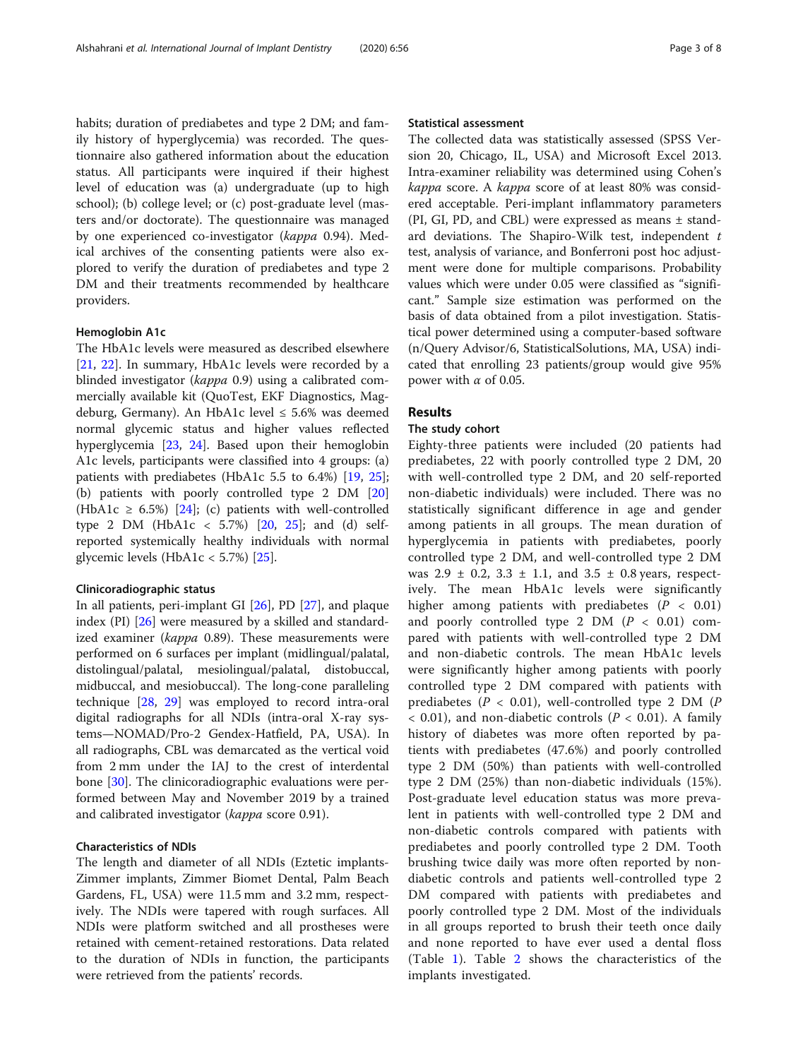habits; duration of prediabetes and type 2 DM; and family history of hyperglycemia) was recorded. The questionnaire also gathered information about the education status. All participants were inquired if their highest level of education was (a) undergraduate (up to high school); (b) college level; or (c) post-graduate level (masters and/or doctorate). The questionnaire was managed by one experienced co-investigator (*kappa* 0.94). Medical archives of the consenting patients were also explored to verify the duration of prediabetes and type 2 DM and their treatments recommended by healthcare providers.

### Hemoglobin A1c

The HbA1c levels were measured as described elsewhere [21, 22]. In summary, HbA1c levels were recorded by a blinded investigator (*kappa* 0.9) using a calibrated commercially available kit (QuoTest, EKF Diagnostics, Magdeburg, Germany). An HbA1c level ≤ 5.6% was deemed normal glycemic status and higher values reflected hyperglycemia [23, 24]. Based upon their hemoglobin A1c levels, participants were classified into 4 groups: (a) patients with prediabetes (HbA1c 5.5 to 6.4%) [19, 25]; (b) patients with poorly controlled type 2 DM [20] (HbA1c ≥ 6.5%) [24]; (c) patients with well-controlled type 2 DM (HbA1c < 5.7%) [20, 25]; and (d) self-reported systemically healthy individuals with normal glycemic levels (HbA1c < 5.7%) [25].

### Clinicoradiographic status

In all patients, peri-implant GI [26], PD [27], and plaque index (PI) [26] were measured by a skilled and standardized examiner (*kappa* 0.89). These measurements were performed on 6 surfaces per implant (midlingual/palatal, distolingual/palatal, mesiolingual/palatal, distobuccal, midbuccal, and mesiobuccal). The long-cone paralleling technique [28, 29] was employed to record intra-oral digital radiographs for all NDIs (intra-oral X-ray systems—NOMAD/Pro-2 Gendex-Hatfield, PA, USA). In all radiographs, CBL was demarcated as the vertical void from 2 mm under the IAJ to the crest of interdental bone [30]. The clinicoradiographic evaluations were performed between May and November 2019 by a trained and calibrated investigator (*kappa* score 0.91).

### Characteristics of NDIs

The length and diameter of all NDIs (Eztetic implants-Zimmer implants, Zimmer Biomet Dental, Palm Beach Gardens, FL, USA) were 11.5 mm and 3.2 mm, respectively. The NDIs were tapered with rough surfaces. All NDIs were platform switched and all prostheses were retained with cement-retained restorations. Data related to the duration of NDIs in function, the participants were retrieved from the patients' records.

### Statistical assessment

The collected data was statistically assessed (SPSS Version 20, Chicago, IL, USA) and Microsoft Excel 2013. Intra-examiner reliability was determined using Cohen's *kappa* score. A *kappa* score of at least 80% was considered acceptable. Peri-implant inflammatory parameters (PI, GI, PD, and CBL) were expressed as means ± standard deviations. The Shapiro-Wilk test, independent *t* test, analysis of variance, and Bonferroni post hoc adjustment were done for multiple comparisons. Probability values which were under 0.05 were classified as "significant." Sample size estimation was performed on the basis of data obtained from a pilot investigation. Statistical power determined using a computer-based software (n/Query Advisor/6, StatisticalSolutions, MA, USA) indicated that enrolling 23 patients/group would give 95% power with $\alpha$ of 0.05.

## Results

### The study cohort

Eighty-three patients were included (20 patients had prediabetes, 22 with poorly controlled type 2 DM, 20 with well-controlled type 2 DM, and 20 self-reported non-diabetic individuals) were included. There was no statistically significant difference in age and gender among patients in all groups. The mean duration of hyperglycemia in patients with prediabetes, poorly controlled type 2 DM, and well-controlled type 2 DM was 2.9 ± 0.2, 3.3 ± 1.1, and 3.5 ± 0.8 years, respectively. The mean HbA1c levels were significantly higher among patients with prediabetes ($P < 0.01$) and poorly controlled type 2 DM ($P < 0.01$) compared with patients with well-controlled type 2 DM and non-diabetic controls. The mean HbA1c levels were significantly higher among patients with poorly controlled type 2 DM compared with patients with prediabetes ($P < 0.01$), well-controlled type 2 DM ($P < 0.01$), and non-diabetic controls ($P < 0.01$). A family history of diabetes was more often reported by patients with prediabetes (47.6%) and poorly controlled type 2 DM (50%) than patients with well-controlled type 2 DM (25%) than non-diabetic individuals (15%). Post-graduate level education status was more prevalent in patients with well-controlled type 2 DM and non-diabetic controls compared with patients with prediabetes and poorly controlled type 2 DM. Tooth brushing twice daily was more often reported by non-diabetic controls and patients well-controlled type 2 DM compared with patients with prediabetes and poorly controlled type 2 DM. Most of the individuals in all groups reported to brush their teeth once daily and none reported to have ever used a dental floss (Table 1). Table 2 shows the characteristics of the implants investigated.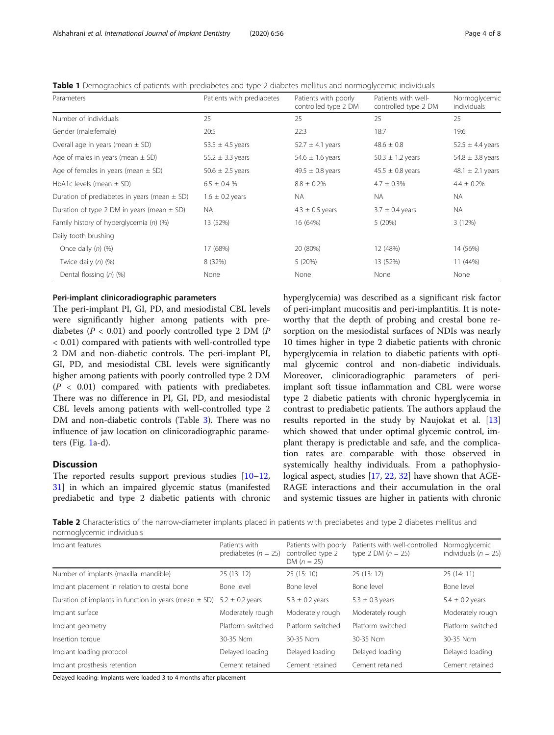**Table 1** Demographics of patients with prediabetes and type 2 diabetes mellitus and normoglycemic individuals

| Parameters | Patients with prediabetes | Patients with poorly controlled type 2 DM | Patients with well-controlled type 2 DM | Normoglycemic individuals |
|---|---|---|---|---|
| Number of individuals | 25 | 25 | 25 | 25 |
| Gender (male:female) | 20:5 | 22:3 | 18:7 | 19:6 |
| Overall age in years (mean ± SD) | 53.5 ± 4.5 years | 52.7 ± 4.1 years | 48.6 ± 0.8 | 52.5 ± 4.4 years |
| Age of males in years (mean ± SD) | 55.2 ± 3.3 years | 54.6 ± 1.6 years | 50.3 ± 1.2 years | 54.8 ± 3.8 years |
| Age of females in years (mean ± SD) | 50.6 ± 2.5 years | 49.5 ± 0.8 years | 45.5 ± 0.8 years | 48.1 ± 2.1 years |
| HbA1c levels (mean ± SD) | 6.5 ± 0.4 % | 8.8 ± 0.2% | 4.7 ± 0.3% | 4.4 ± 0.2% |
| Duration of prediabetes in years (mean ± SD) | 1.6 ± 0.2 years | NA | NA | NA |
| Duration of type 2 DM in years (mean ± SD) | NA | 4.3 ± 0.5 years | 3.7 ± 0.4 years | NA |
| Family history of hyperglycemia (*n*) (%) | 13 (52%) | 16 (64%) | 5 (20%) | 3 (12%) |
| Daily tooth brushing | | | | |
| Once daily (*n*) (%) | 17 (68%) | 20 (80%) | 12 (48%) | 14 (56%) |
| Twice daily (*n*) (%) | 8 (32%) | 5 (20%) | 13 (52%) | 11 (44%) |
| Dental flossing (*n*) (%) | None | None | None | None |

#### Peri-implant clinicoradiographic parameters

The peri-implant PI, GI, PD, and mesiodistal CBL levels were significantly higher among patients with prediabetes ($P < 0.01$) and poorly controlled type 2 DM ($P < 0.01$) compared with patients with well-controlled type 2 DM and non-diabetic controls. The peri-implant PI, GI, PD, and mesiodistal CBL levels were significantly higher among patients with poorly controlled type 2 DM ($P < 0.01$) compared with patients with prediabetes. There was no difference in PI, GI, PD, and mesiodistal CBL levels among patients with well-controlled type 2 DM and non-diabetic controls (Table 3). There was no influence of jaw location on clinicoradiographic parameters (Fig. 1a-d).

## Discussion

The reported results support previous studies [10–12, 31] in which an impaired glycemic status (manifested prediabetic and type 2 diabetic patients with chronic hyperglycemia) was described as a significant risk factor of peri-implant mucositis and peri-implantitis. It is noteworthy that the depth of probing and crestal bone resorption on the mesiodistal surfaces of NDIs was nearly 10 times higher in type 2 diabetic patients with chronic hyperglycemia in relation to diabetic patients with optimal glycemic control and non-diabetic individuals. Moreover, clinicoradiographic parameters of peri-implant soft tissue inflammation and CBL were worse type 2 diabetic patients with chronic hyperglycemia in contrast to prediabetic patients. The authors applaud the results reported in the study by Naujokat et al. [13] which showed that under optimal glycemic control, implant therapy is predictable and safe, and the complication rates are comparable with those observed in systemically healthy individuals. From a pathophysiological aspect, studies [17, 22, 32] have shown that AGE-RAGE interactions and their accumulation in the oral and systemic tissues are higher in patients with chronic

**Table 2** Characteristics of the narrow-diameter implants placed in patients with prediabetes and type 2 diabetes mellitus and normoglycemic individuals

| Implant features | Patients with prediabetes ($n$ = 25) | Patients with poorly controlled type 2 DM ($n$ = 25) | Patients with well-controlled type 2 DM ($n$ = 25) | Normoglycemic individuals ($n$ = 25) |
|---|---|---|---|---|
| Number of implants (maxilla: mandible) | 25 (13: 12) | 25 (15: 10) | 25 (13: 12) | 25 (14: 11) |
| Implant placement in relation to crestal bone | Bone level | Bone level | Bone level | Bone level |
| Duration of implants in function in years (mean ± SD) | 5.2 ± 0.2 years | 5.3 ± 0.2 years | 5.3 ± 0.3 years | 5.4 ± 0.2 years |
| Implant surface | Moderately rough | Moderately rough | Moderately rough | Moderately rough |
| Implant geometry | Platform switched | Platform switched | Platform switched | Platform switched |
| Insertion torque | 30-35 Ncm | 30-35 Ncm | 30-35 Ncm | 30-35 Ncm |
| Implant loading protocol | Delayed loading | Delayed loading | Delayed loading | Delayed loading |
| Implant prosthesis retention | Cement retained | Cement retained | Cement retained | Cement retained |

Delayed loading: Implants were loaded 3 to 4 months after placement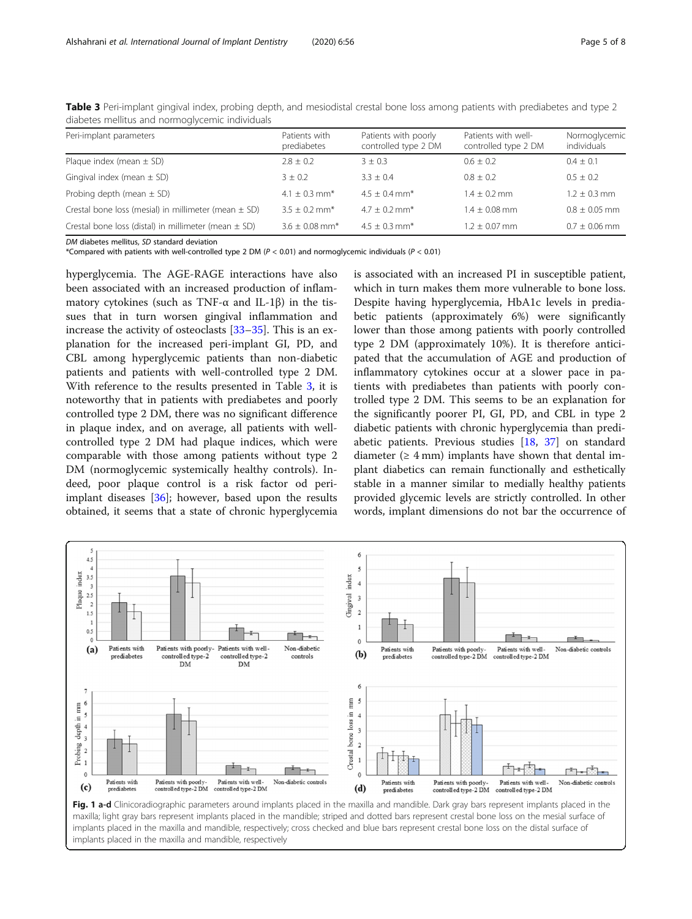**Table 3** Peri-implant gingival index, probing depth, and mesiodistal crestal bone loss among patients with prediabetes and type 2 diabetes mellitus and normoglycemic individuals

| Peri-implant parameters | Patients with prediabetes | Patients with poorly controlled type 2 DM | Patients with well-controlled type 2 DM | Normoglycemic individuals |
|---|---|---|---|---|
| Plaque index (mean ± SD) | 2.8 ± 0.2 | 3 ± 0.3 | 0.6 ± 0.2 | 0.4 ± 0.1 |
| Gingival index (mean ± SD) | 3 ± 0.2 | 3.3 ± 0.4 | 0.8 ± 0.2 | 0.5 ± 0.2 |
| Probing depth (mean ± SD) | 4.1 ± 0.3 mm* | 4.5 ± 0.4 mm* | 1.4 ± 0.2 mm | 1.2 ± 0.3 mm |
| Crestal bone loss (mesial) in millimeter (mean ± SD) | 3.5 ± 0.2 mm* | 4.7 ± 0.2 mm* | 1.4 ± 0.08 mm | 0.8 ± 0.05 mm |
| Crestal bone loss (distal) in millimeter (mean ± SD) | 3.6 ± 0.08 mm* | 4.5 ± 0.3 mm* | 1.2 ± 0.07 mm | 0.7 ± 0.06 mm |

*DM* diabetes mellitus, *SD* standard deviation
*Compared with patients with well-controlled type 2 DM ($P < 0.01$) and normoglycemic individuals ($P < 0.01$)

hyperglycemia. The AGE-RAGE interactions have also been associated with an increased production of inflammatory cytokines (such as TNF-α and IL-1β) in the tissues that in turn worsen gingival inflammation and increase the activity of osteoclasts [33–35]. This is an explanation for the increased peri-implant GI, PD, and CBL among hyperglycemic patients than non-diabetic patients and patients with well-controlled type 2 DM. With reference to the results presented in Table 3, it is noteworthy that in patients with prediabetes and poorly controlled type 2 DM, there was no significant difference in plaque index, and on average, all patients with well-controlled type 2 DM had plaque indices, which were comparable with those among patients without type 2 DM (normoglycemic systemically healthy controls). Indeed, poor plaque control is a risk factor od peri-implant diseases [36]; however, based upon the results obtained, it seems that a state of chronic hyperglycemia is associated with an increased PI in susceptible patient, which in turn makes them more vulnerable to bone loss. Despite having hyperglycemia, HbA1c levels in prediabetic patients (approximately 6%) were significantly lower than those among patients with poorly controlled type 2 DM (approximately 10%). It is therefore anticipated that the accumulation of AGE and production of inflammatory cytokines occur at a slower pace in patients with prediabetes than patients with poorly controlled type 2 DM. This seems to be an explanation for the significantly poorer PI, GI, PD, and CBL in type 2 diabetic patients with chronic hyperglycemia than prediabetic patients. Previous studies [18, 37] on standard diameter (≥ 4 mm) implants have shown that dental implant diabetics can remain functionally and esthetically stable in a manner similar to medially healthy patients provided glycemic levels are strictly controlled. In other words, implant dimensions do not bar the occurrence of

**Fig. 1 a-d** Clinicoradiographic parameters around implants placed in the maxilla and mandible. Dark gray bars represent implants placed in the maxilla; light gray bars represent implants placed in the mandible; striped and dotted bars represent crestal bone loss on the mesial surface of implants placed in the maxilla and mandible, respectively; cross checked and blue bars represent crestal bone loss on the distal surface of implants placed in the maxilla and mandible, respectively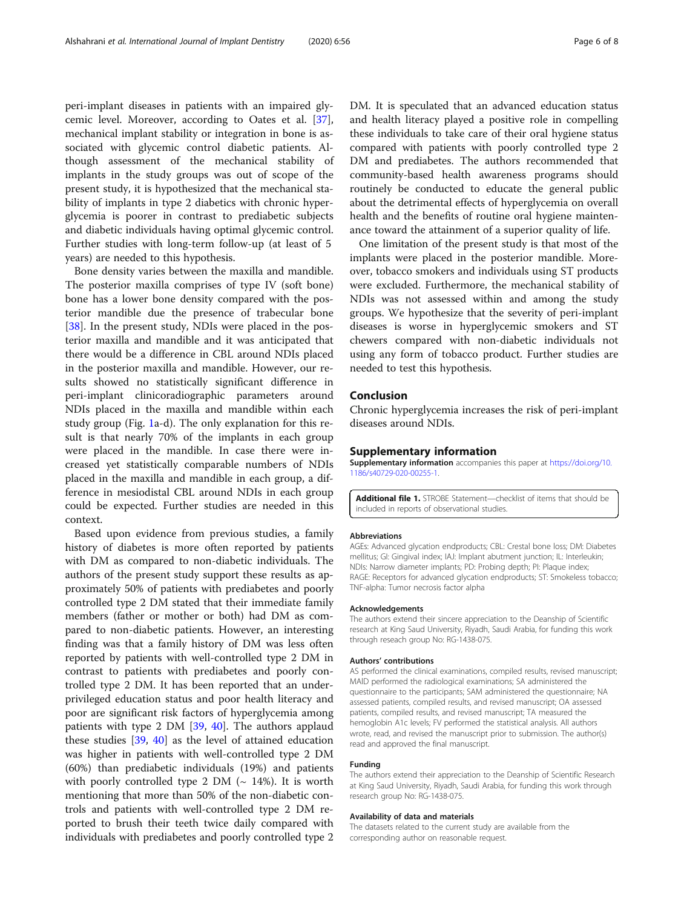peri-implant diseases in patients with an impaired glycemic level. Moreover, according to Oates et al. [37], mechanical implant stability or integration in bone is associated with glycemic control diabetic patients. Although assessment of the mechanical stability of implants in the study groups was out of scope of the present study, it is hypothesized that the mechanical stability of implants in type 2 diabetics with chronic hyperglycemia is poorer in contrast to prediabetic subjects and diabetic individuals having optimal glycemic control. Further studies with long-term follow-up (at least of 5 years) are needed to this hypothesis.

Bone density varies between the maxilla and mandible. The posterior maxilla comprises of type IV (soft bone) bone has a lower bone density compared with the posterior mandible due the presence of trabecular bone [38]. In the present study, NDIs were placed in the posterior maxilla and mandible and it was anticipated that there would be a difference in CBL around NDIs placed in the posterior maxilla and mandible. However, our results showed no statistically significant difference in peri-implant clinicoradiographic parameters around NDIs placed in the maxilla and mandible within each study group (Fig. 1a-d). The only explanation for this result is that nearly 70% of the implants in each group were placed in the mandible. In case there were increased yet statistically comparable numbers of NDIs placed in the maxilla and mandible in each group, a difference in mesiodistal CBL around NDIs in each group could be expected. Further studies are needed in this context.

Based upon evidence from previous studies, a family history of diabetes is more often reported by patients with DM as compared to non-diabetic individuals. The authors of the present study support these results as approximately 50% of patients with prediabetes and poorly controlled type 2 DM stated that their immediate family members (father or mother or both) had DM as compared to non-diabetic patients. However, an interesting finding was that a family history of DM was less often reported by patients with well-controlled type 2 DM in contrast to patients with prediabetes and poorly controlled type 2 DM. It has been reported that an underprivileged education status and poor health literacy and poor are significant risk factors of hyperglycemia among patients with type 2 DM [39, 40]. The authors applaud these studies [39, 40] as the level of attained education was higher in patients with well-controlled type 2 DM (60%) than prediabetic individuals (19%) and patients with poorly controlled type 2 DM (~ 14%). It is worth mentioning that more than 50% of the non-diabetic controls and patients with well-controlled type 2 DM reported to brush their teeth twice daily compared with individuals with prediabetes and poorly controlled type 2 DM. It is speculated that an advanced education status and health literacy played a positive role in compelling these individuals to take care of their oral hygiene status compared with patients with poorly controlled type 2 DM and prediabetes. The authors recommended that community-based health awareness programs should routinely be conducted to educate the general public about the detrimental effects of hyperglycemia on overall health and the benefits of routine oral hygiene maintenance toward the attainment of a superior quality of life.

One limitation of the present study is that most of the implants were placed in the posterior mandible. Moreover, tobacco smokers and individuals using ST products were excluded. Furthermore, the mechanical stability of NDIs was not assessed within and among the study groups. We hypothesize that the severity of peri-implant diseases is worse in hyperglycemic smokers and ST chewers compared with non-diabetic individuals not using any form of tobacco product. Further studies are needed to test this hypothesis.

## Conclusion

Chronic hyperglycemia increases the risk of peri-implant diseases around NDIs.

## Supplementary information

**Supplementary information** accompanies this paper at https://doi.org/10.1186/s40729-020-00255-1.

**Additional file 1.** STROBE Statement—checklist of items that should be included in reports of observational studies.

#### Abbreviations

AGEs: Advanced glycation endproducts; CBL: Crestal bone loss; DM: Diabetes mellitus; GI: Gingival index; IAJ: Implant abutment junction; IL: Interleukin; NDIs: Narrow diameter implants; PD: Probing depth; PI: Plaque index; RAGE: Receptors for advanced glycation endproducts; ST: Smokeless tobacco; TNF-alpha: Tumor necrosis factor alpha

#### Acknowledgements

The authors extend their sincere appreciation to the Deanship of Scientific research at King Saud University, Riyadh, Saudi Arabia, for funding this work through reseach group No: RG-1438-075.

#### Authors' contributions

AS performed the clinical examinations, compiled results, revised manuscript; MAID performed the radiological examinations; SA administered the questionnaire to the participants; SAM administered the questionnaire; NA assessed patients, compiled results, and revised manuscript; OA assessed patients, compiled results, and revised manuscript; TA measured the hemoglobin A1c levels; FV performed the statistical analysis. All authors wrote, read, and revised the manuscript prior to submission. The author(s) read and approved the final manuscript.

#### Funding

The authors extend their appreciation to the Deanship of Scientific Research at King Saud University, Riyadh, Saudi Arabia, for funding this work through research group No: RG-1438-075.

#### Availability of data and materials

The datasets related to the current study are available from the corresponding author on reasonable request.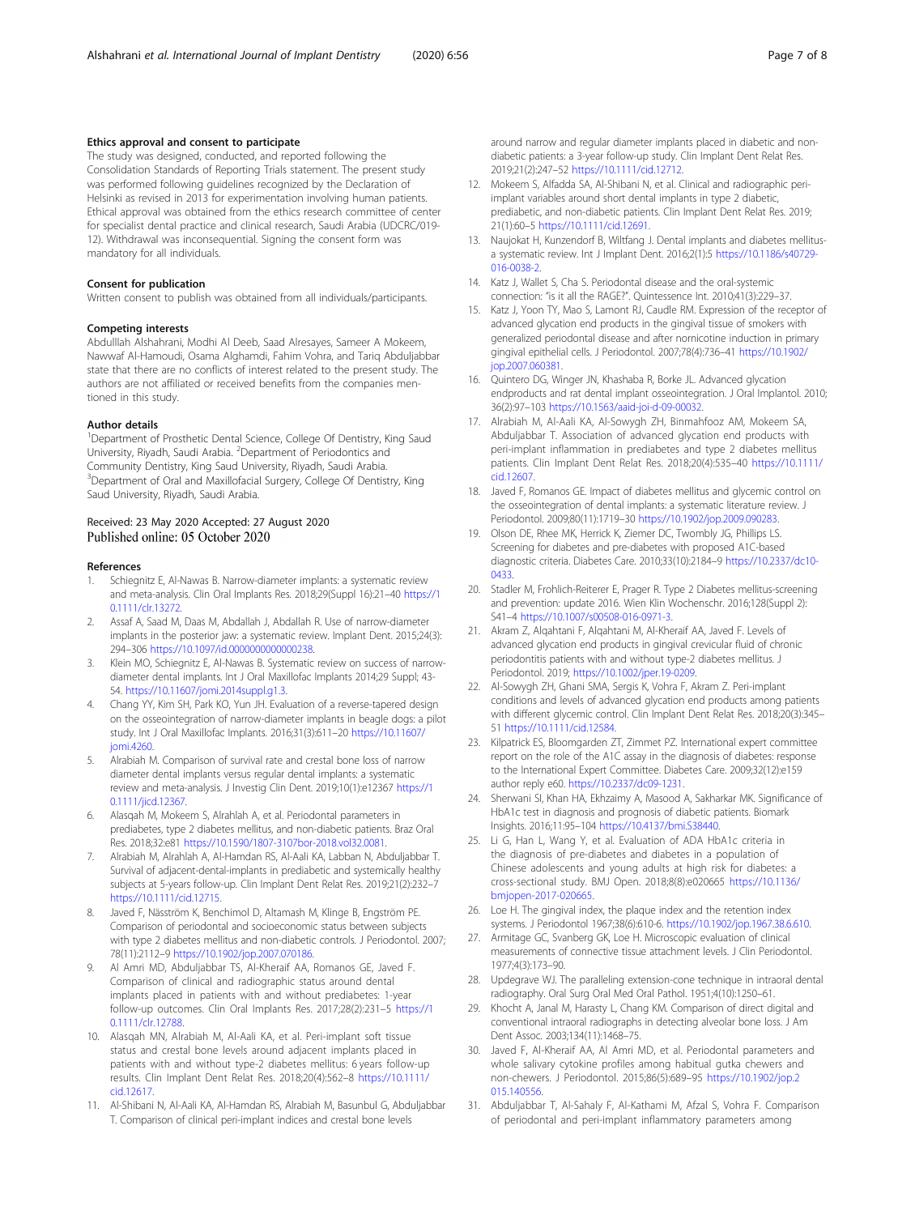### Ethics approval and consent to participate

The study was designed, conducted, and reported following the Consolidation Standards of Reporting Trials statement. The present study was performed following guidelines recognized by the Declaration of Helsinki as revised in 2013 for experimentation involving human patients. Ethical approval was obtained from the ethics research committee of center for specialist dental practice and clinical research, Saudi Arabia (UDCRC/019-12). Withdrawal was inconsequential. Signing the consent form was mandatory for all individuals.

### Consent for publication

Written consent to publish was obtained from all individuals/participants.

### Competing interests

Abdulllah Alshahrani, Modhi Al Deeb, Saad Alresayes, Sameer A Mokeem, Nawwaf Al-Hamoudi, Osama Alghamdi, Fahim Vohra, and Tariq Abduljabbar state that there are no conflicts of interest related to the present study. The authors are not affiliated or received benefits from the companies mentioned in this study.

### Author details

[1]Department of Prosthetic Dental Science, College Of Dentistry, King Saud University, Riyadh, Saudi Arabia. [2]Department of Periodontics and Community Dentistry, King Saud University, Riyadh, Saudi Arabia. [3]Department of Oral and Maxillofacial Surgery, College Of Dentistry, King Saud University, Riyadh, Saudi Arabia.

Received: 23 May 2020 Accepted: 27 August 2020
Published online: 05 October 2020

### References

1. Schiegnitz E, Al-Nawas B. Narrow-diameter implants: a systematic review and meta-analysis. Clin Oral Implants Res. 2018;29(Suppl 16):21–40 https://10.1111/clr.13272.
2. Assaf A, Saad M, Daas M, Abdallah J, Abdallah R. Use of narrow-diameter implants in the posterior jaw: a systematic review. Implant Dent. 2015;24(3):294–306 https://10.1097/id.0000000000000238.
3. Klein MO, Schiegnitz E, Al-Nawas B. Systematic review on success of narrow-diameter dental implants. Int J Oral Maxillofac Implants 2014;29 Suppl; 43-54. https://10.11607/jomi.2014suppl.g1.3.
4. Chang YY, Kim SH, Park KO, Yun JH. Evaluation of a reverse-tapered design on the osseointegration of narrow-diameter implants in beagle dogs: a pilot study. Int J Oral Maxillofac Implants. 2016;31(3):611–20 https://10.11607/jomi.4260.
5. Alrabiah M. Comparison of survival rate and crestal bone loss of narrow diameter dental implants versus regular dental implants: a systematic review and meta-analysis. J Investig Clin Dent. 2019;10(1):e12367 https://10.1111/jicd.12367.
6. Alasqah M, Mokeem S, Alrahlah A, et al. Periodontal parameters in prediabetes, type 2 diabetes mellitus, and non-diabetic patients. Braz Oral Res. 2018;32:e81 https://10.1590/1807-3107bor-2018.vol32.0081.
7. Alrabiah M, Alrahlah A, Al-Hamdan RS, Al-Aali KA, Labban N, Abduljabbar T. Survival of adjacent-dental-implants in prediabetic and systemically healthy subjects at 5-years follow-up. Clin Implant Dent Relat Res. 2019;21(2):232–7 https://10.1111/cid.12715.
8. Javed F, Nässtrom K, Benchimol D, Altamash M, Klinge B, Engström PE. Comparison of periodontal and socioeconomic status between subjects with type 2 diabetes mellitus and non-diabetic controls. J Periodontol. 2007;78(11):2112–9 https://10.1902/jop.2007.070186.
9. Al Amri MD, Abduljabbar TS, Al-Kheraif AA, Romanos GE, Javed F. Comparison of clinical and radiographic status around dental implants placed in patients with and without prediabetes: 1-year follow-up outcomes. Clin Oral Implants Res. 2017;28(2):231–5 https://10.1111/clr.12788.
10. Alasqah MN, Alrabiah M, Al-Aali KA, et al. Peri-implant soft tissue status and crestal bone levels around adjacent implants placed in patients with and without type-2 diabetes mellitus: 6 years follow-up results. Clin Implant Dent Relat Res. 2018;20(4):562–8 https://10.1111/cid.12617.
11. Al-Shibani N, Al-Aali KA, Al-Hamdan RS, Alrabiah M, Basunbul G, Abduljabbar T. Comparison of clinical peri-implant indices and crestal bone levels around narrow and regular diameter implants placed in diabetic and non-diabetic patients: a 3-year follow-up study. Clin Implant Dent Relat Res. 2019;21(2):247–52 https://10.1111/cid.12712.
12. Mokeem S, Alfadda SA, Al-Shibani N, et al. Clinical and radiographic peri-implant variables around short dental implants in type 2 diabetic, prediabetic, and non-diabetic patients. Clin Implant Dent Relat Res. 2019;21(1):60–5 https://10.1111/cid.12691.
13. Naujokat H, Kunzendorf B, Wiltfang J. Dental implants and diabetes mellitus-a systematic review. Int J Implant Dent. 2016;2(1):5 https://10.1186/s40729-016-0038-2.
14. Katz J, Wallet S, Cha S. Periodontal disease and the oral-systemic connection: "is it all the RAGE?". Quintessence Int. 2010;41(3):229–37.
15. Katz J, Yoon TY, Mao S, Lamont RJ, Caudle RM. Expression of the receptor of advanced glycation end products in the gingival tissue of smokers with generalized periodontal disease and after nornicotine induction in primary gingival epithelial cells. J Periodontol. 2007;78(4):736–41 https://10.1902/jop.2007.060381.
16. Quintero DG, Winger JN, Khashaba R, Borke JL. Advanced glycation endproducts and rat dental implant osseointegration. J Oral Implantol. 2010;36(2):97–103 https://10.1563/aaid-joi-d-09-00032.
17. Alrabiah M, Al-Aali KA, Al-Sowygh ZH, Binmahfooz AM, Mokeem SA, Abduljabbar T. Association of advanced glycation end products with peri-implant inflammation in prediabetes and type 2 diabetes mellitus patients. Clin Implant Dent Relat Res. 2018;20(4):535–40 https://10.1111/cid.12607.
18. Javed F, Romanos GE. Impact of diabetes mellitus and glycemic control on the osseointegration of dental implants: a systematic literature review. J Periodontol. 2009;80(11):1719–30 https://10.1902/jop.2009.090283.
19. Olson DE, Rhee MK, Herrick K, Ziemer DC, Twombly JG, Phillips LS. Screening for diabetes and pre-diabetes with proposed A1C-based diagnostic criteria. Diabetes Care. 2010;33(10):2184–9 https://10.2337/dc10-0433.
20. Stadler M, Frohlich-Reiterer E, Prager R. Type 2 Diabetes mellitus-screening and prevention: update 2016. Wien Klin Wochenschr. 2016;128(Suppl 2):S41–4 https://10.1007/s00508-016-0971-3.
21. Akram Z, Alqahtani F, Alqahtani M, Al-Kheraif AA, Javed F. Levels of advanced glycation end products in gingival crevicular fluid of chronic periodontitis patients with and without type-2 diabetes mellitus. J Periodontol. 2019; https://10.1002/jper.19-0209.
22. Al-Sowygh ZH, Ghani SMA, Sergis K, Vohra F, Akram Z. Peri-implant conditions and levels of advanced glycation end products among patients with different glycemic control. Clin Implant Dent Relat Res. 2018;20(3):345–51 https://10.1111/cid.12584.
23. Kilpatrick ES, Bloomgarden ZT, Zimmet PZ. International expert committee report on the role of the A1C assay in the diagnosis of diabetes: response to the International Expert Committee. Diabetes Care. 2009;32(12):e159 author reply e60. https://10.2337/dc09-1231.
24. Sherwani SI, Khan HA, Ekhzaimy A, Masood A, Sakharkar MK. Significance of HbA1c test in diagnosis and prognosis of diabetic patients. Biomark Insights. 2016;11:95–104 https://10.4137/bmi.S38440.
25. Li G, Han L, Wang Y, et al. Evaluation of ADA HbA1c criteria in the diagnosis of pre-diabetes and diabetes in a population of Chinese adolescents and young adults at high risk for diabetes: a cross-sectional study. BMJ Open. 2018;8(8):e020665 https://10.1136/bmjopen-2017-020665.
26. Loe H. The gingival index, the plaque index and the retention index systems. J Periodontol 1967;38(6):610-6. https://10.1902/jop.1967.38.6.610.
27. Armitage GC, Svanberg GK, Loe H. Microscopic evaluation of clinical measurements of connective tissue attachment levels. J Clin Periodontol. 1977;4(3):173–90.
28. Updegrave WJ. The paralleling extension-cone technique in intraoral dental radiography. Oral Surg Oral Med Oral Pathol. 1951;4(10):1250–61.
29. Khocht A, Janal M, Harasty L, Chang KM. Comparison of direct digital and conventional intraoral radiographs in detecting alveolar bone loss. J Am Dent Assoc. 2003;134(11):1468–75.
30. Javed F, Al-Kheraif AA, Al Amri MD, et al. Periodontal parameters and whole salivary cytokine profiles among habitual gutka chewers and non-chewers. J Periodontol. 2015;86(5):689–95 https://10.1902/jop.2015.140556.
31. Abduljabbar T, Al-Sahaly F, Al-Kathami M, Afzal S, Vohra F. Comparison of periodontal and peri-implant inflammatory parameters among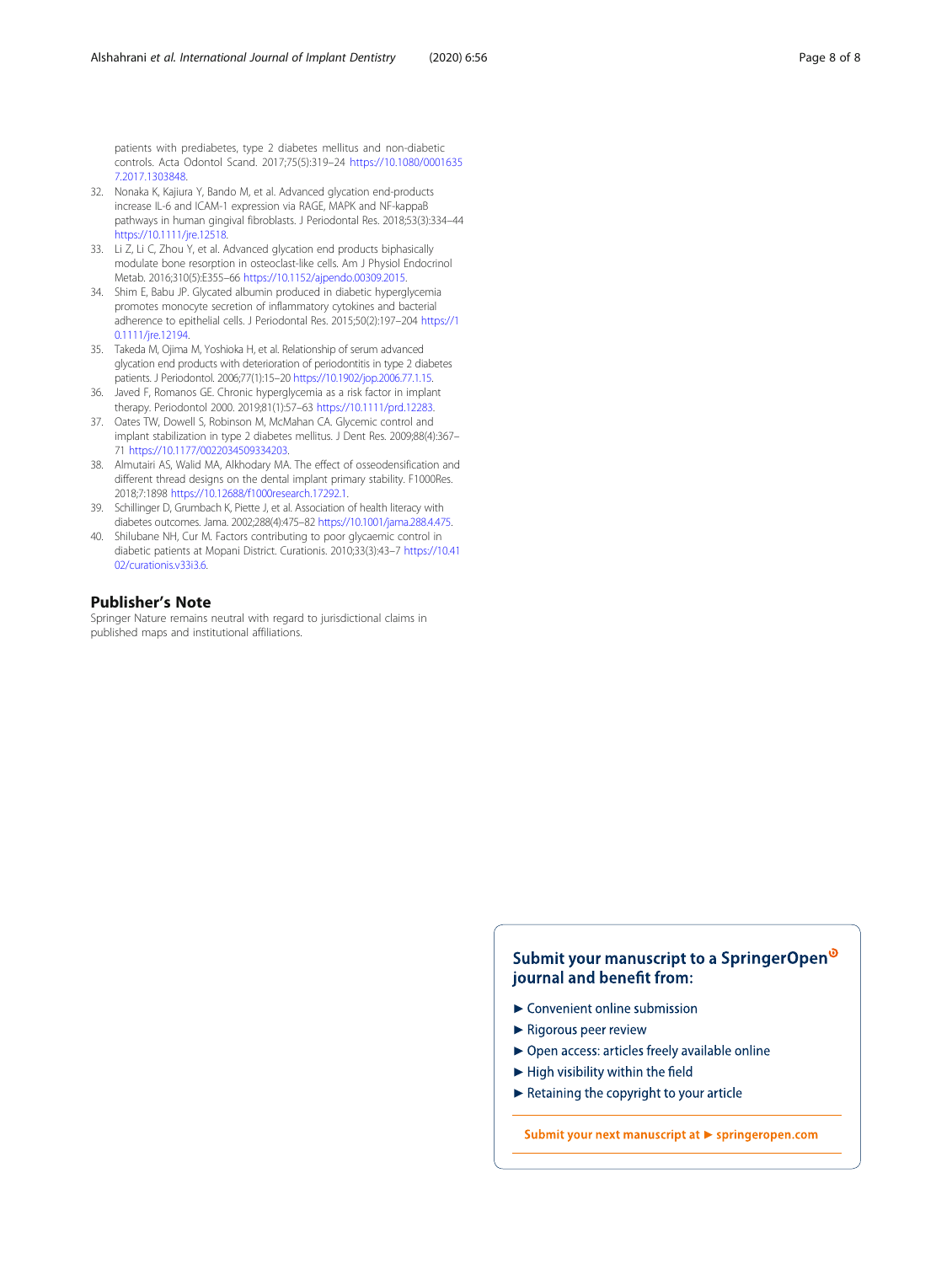patients with prediabetes, type 2 diabetes mellitus and non-diabetic controls. Acta Odontol Scand. 2017;75(5):319–24 https://10.1080/00016357.2017.1303848.

32. Nonaka K, Kajiura Y, Bando M, et al. Advanced glycation end-products increase IL-6 and ICAM-1 expression via RAGE, MAPK and NF-kappaB pathways in human gingival fibroblasts. J Periodontal Res. 2018;53(3):334–44 https://10.1111/jre.12518.
33. Li Z, Li C, Zhou Y, et al. Advanced glycation end products biphasically modulate bone resorption in osteoclast-like cells. Am J Physiol Endocrinol Metab. 2016;310(5):E355–66 https://10.1152/ajpendo.00309.2015.
34. Shim E, Babu JP. Glycated albumin produced in diabetic hyperglycemia promotes monocyte secretion of inflammatory cytokines and bacterial adherence to epithelial cells. J Periodontal Res. 2015;50(2):197–204 https://10.1111/jre.12194.
35. Takeda M, Ojima M, Yoshioka H, et al. Relationship of serum advanced glycation end products with deterioration of periodontitis in type 2 diabetes patients. J Periodontol. 2006;77(1):15–20 https://10.1902/jop.2006.77.1.15.
36. Javed F, Romanos GE. Chronic hyperglycemia as a risk factor in implant therapy. Periodontol 2000. 2019;81(1):57–63 https://10.1111/prd.12283.
37. Oates TW, Dowell S, Robinson M, McMahan CA. Glycemic control and implant stabilization in type 2 diabetes mellitus. J Dent Res. 2009;88(4):367–71 https://10.1177/0022034509334203.
38. Almutairi AS, Walid MA, Alkhodary MA. The effect of osseodensification and different thread designs on the dental implant primary stability. F1000Res. 2018;7:1898 https://10.12688/f1000research.17292.1.
39. Schillinger D, Grumbach K, Piette J, et al. Association of health literacy with diabetes outcomes. Jama. 2002;288(4):475–82 https://10.1001/jama.288.4.475.
40. Shilubane NH, Cur M. Factors contributing to poor glycaemic control in diabetic patients at Mopani District. Curationis. 2010;33(3):43–7 https://10.4102/curationis.v33i3.6.

## Publisher's Note

Springer Nature remains neutral with regard to jurisdictional claims in published maps and institutional affiliations.

**Submit your manuscript to a SpringerOpen journal and benefit from:**

- ► Convenient online submission
- ► Rigorous peer review
- ► Open access: articles freely available online
- ► High visibility within the field
- ► Retaining the copyright to your article

Submit your next manuscript at ► springeropen.com